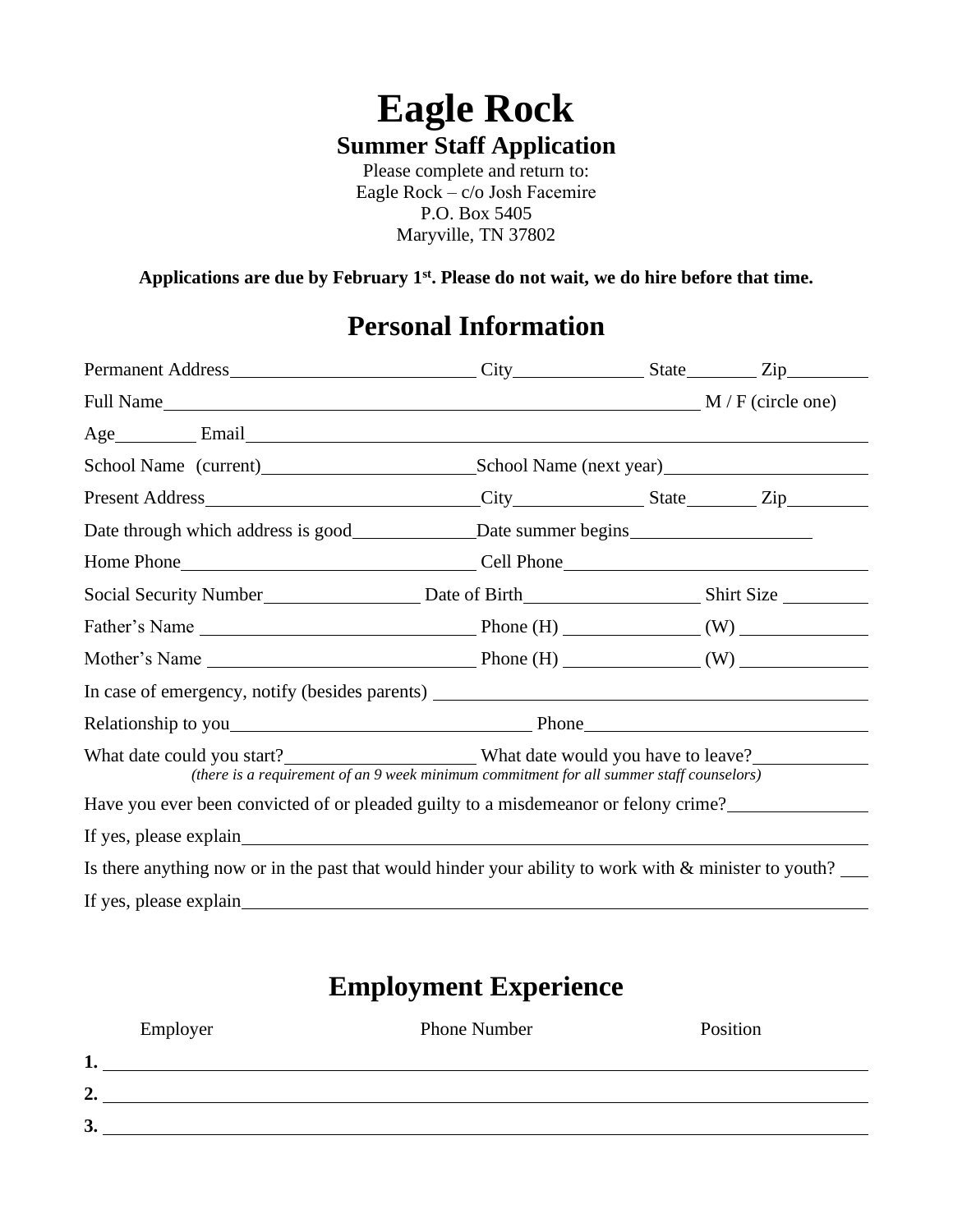# Eagle Rock

## Summer Staff Application

Please complete and return to:
Eagle Rock – c/o Josh Facemire
P.O. Box 5405
Maryville, TN 37802

**Applications are due by February 1st. Please do not wait, we do hire before that time.**

## Personal Information

Permanent Address\_\_\_\_\_\_\_\_\_\_\_\_\_\_\_\_\_\_\_\_ City\_\_\_\_\_\_\_\_\_\_ State\_\_\_\_\_\_ Zip\_\_\_\_\_\_\_

Full Name\_\_\_\_\_\_\_\_\_\_\_\_\_\_\_\_\_\_\_\_\_\_\_\_\_\_\_\_\_\_\_\_\_\_\_\_\_\_\_\_ M / F (circle one)

Age\_\_\_\_\_\_\_ Email\_\_\_\_\_\_\_\_\_\_\_\_\_\_\_\_\_\_\_\_\_\_\_\_\_\_\_\_\_\_\_\_\_\_\_\_\_\_\_\_\_\_\_\_\_\_\_\_

School Name (current)\_\_\_\_\_\_\_\_\_\_\_\_\_\_\_\_\_\_ School Name (next year)\_\_\_\_\_\_\_\_\_\_\_\_\_\_\_\_\_\_

Present Address\_\_\_\_\_\_\_\_\_\_\_\_\_\_\_\_\_\_\_\_\_\_ City\_\_\_\_\_\_\_\_\_\_ State\_\_\_\_\_\_ Zip\_\_\_\_\_\_\_

Date through which address is good\_\_\_\_\_\_\_\_\_\_ Date summer begins\_\_\_\_\_\_\_\_\_\_\_\_\_\_\_

Home Phone\_\_\_\_\_\_\_\_\_\_\_\_\_\_\_\_\_\_\_\_\_\_\_\_ Cell Phone\_\_\_\_\_\_\_\_\_\_\_\_\_\_\_\_\_\_\_\_\_\_\_\_

Social Security Number\_\_\_\_\_\_\_\_\_\_\_\_\_ Date of Birth\_\_\_\_\_\_\_\_\_\_\_\_\_\_ Shirt Size \_\_\_\_\_\_\_

Father's Name \_\_\_\_\_\_\_\_\_\_\_\_\_\_\_\_\_\_\_\_\_\_ Phone (H) \_\_\_\_\_\_\_\_\_\_\_\_ (W) \_\_\_\_\_\_\_\_\_\_\_

Mother's Name \_\_\_\_\_\_\_\_\_\_\_\_\_\_\_\_\_\_\_\_\_\_ Phone (H) \_\_\_\_\_\_\_\_\_\_\_\_ (W) \_\_\_\_\_\_\_\_\_\_\_

In case of emergency, notify (besides parents) \_\_\_\_\_\_\_\_\_\_\_\_\_\_\_\_\_\_\_\_\_\_\_\_\_\_\_\_\_\_\_\_\_\_\_\_

Relationship to you\_\_\_\_\_\_\_\_\_\_\_\_\_\_\_\_\_\_\_\_\_\_\_\_\_\_ Phone\_\_\_\_\_\_\_\_\_\_\_\_\_\_\_\_\_\_\_\_\_\_\_\_

What date could you start?\_\_\_\_\_\_\_\_\_\_\_\_\_\_\_\_ What date would you have to leave?\_\_\_\_\_\_\_\_\_\_
*(there is a requirement of an 9 week minimum commitment for all summer staff counselors)*

Have you ever been convicted of or pleaded guilty to a misdemeanor or felony crime?\_\_\_\_\_\_\_\_\_\_\_\_

If yes, please explain\_\_\_\_\_\_\_\_\_\_\_\_\_\_\_\_\_\_\_\_\_\_\_\_\_\_\_\_\_\_\_\_\_\_\_\_\_\_\_\_\_\_\_\_\_\_\_\_\_\_\_\_\_\_

Is there anything now or in the past that would hinder your ability to work with & minister to youth? \_\_\_

If yes, please explain\_\_\_\_\_\_\_\_\_\_\_\_\_\_\_\_\_\_\_\_\_\_\_\_\_\_\_\_\_\_\_\_\_\_\_\_\_\_\_\_\_\_\_\_\_\_\_\_\_\_\_\_\_\_

## Employment Experience

| Employer | Phone Number | Position |
|---|---|---|
| 1. | | |
| 2. | | |
| 3. | | |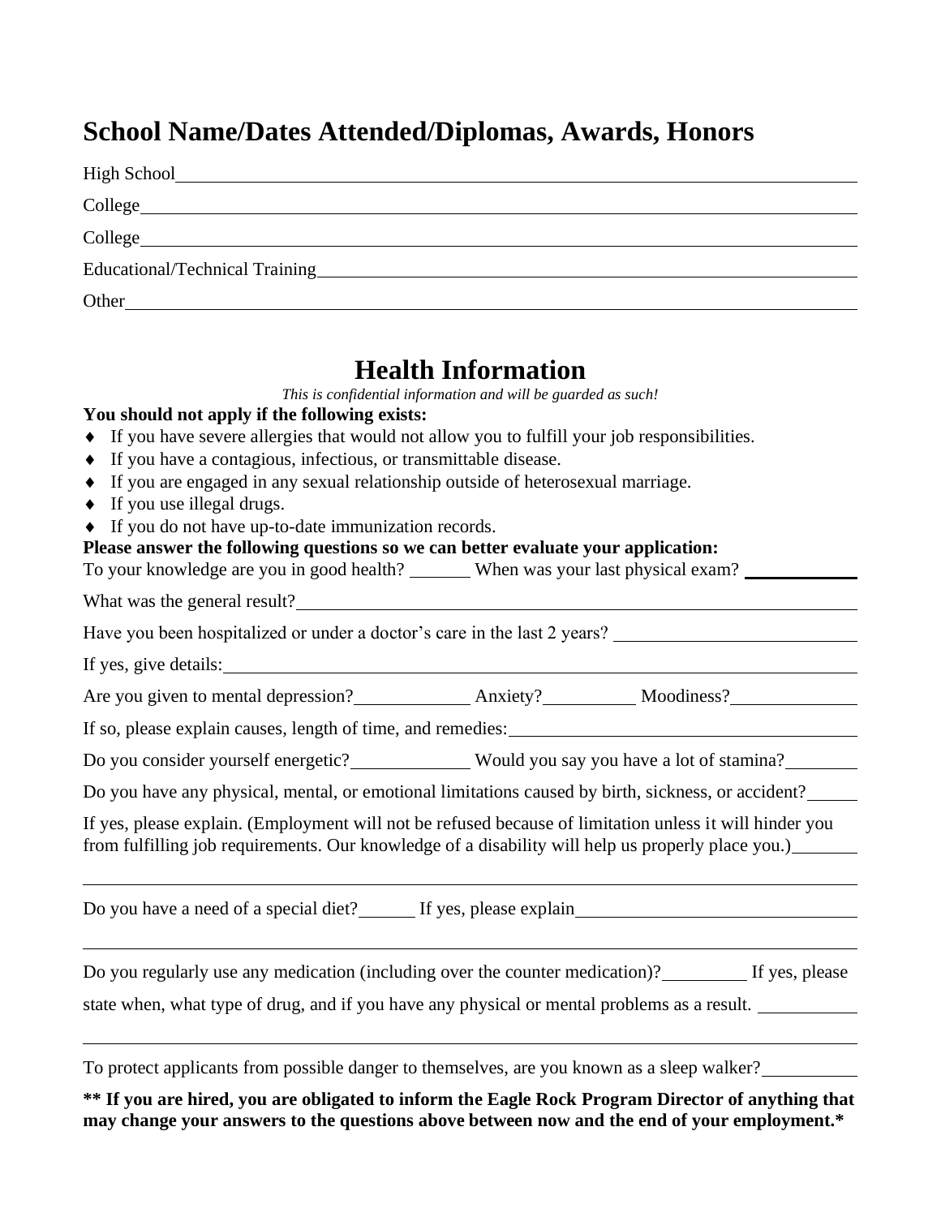## School Name/Dates Attended/Diplomas, Awards, Honors

High School

College

College

Educational/Technical Training

Other

## Health Information

*This is confidential information and will be guarded as such!*

**You should not apply if the following exists:**

- If you have severe allergies that would not allow you to fulfill your job responsibilities.
- If you have a contagious, infectious, or transmittable disease.
- If you are engaged in any sexual relationship outside of heterosexual marriage.
- If you use illegal drugs.
- If you do not have up-to-date immunization records.

**Please answer the following questions so we can better evaluate your application:**

To your knowledge are you in good health? ______ When was your last physical exam? ______

What was the general result?

Have you been hospitalized or under a doctor's care in the last 2 years?

If yes, give details:

Are you given to mental depression? ______ Anxiety? ______ Moodiness? ______

If so, please explain causes, length of time, and remedies:

Do you consider yourself energetic? ______ Would you say you have a lot of stamina? ______

Do you have any physical, mental, or emotional limitations caused by birth, sickness, or accident? ______

If yes, please explain. (Employment will not be refused because of limitation unless it will hinder you from fulfilling job requirements. Our knowledge of a disability will help us properly place you.)

Do you have a need of a special diet? ______ If yes, please explain

Do you regularly use any medication (including over the counter medication)? ______ If yes, please state when, what type of drug, and if you have any physical or mental problems as a result.

To protect applicants from possible danger to themselves, are you known as a sleep walker?

**** If you are hired, you are obligated to inform the Eagle Rock Program Director of anything that may change your answers to the questions above between now and the end of your employment.***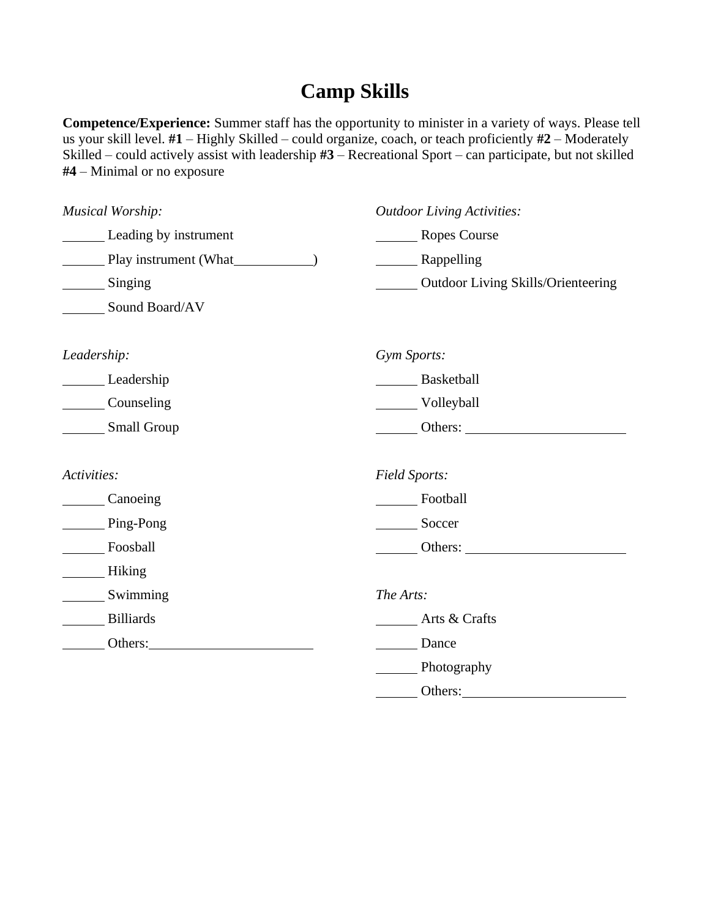# Camp Skills

**Competence/Experience:** Summer staff has the opportunity to minister in a variety of ways. Please tell us your skill level. **#1** – Highly Skilled – could organize, coach, or teach proficiently **#2** – Moderately Skilled – could actively assist with leadership **#3** – Recreational Sport – can participate, but not skilled **#4** – Minimal or no exposure

*Musical Worship:*

______ Leading by instrument

______ Play instrument (What____________)

______ Singing

______ Sound Board/AV

*Leadership:*

______ Leadership

______ Counseling

______ Small Group

*Activities:*

______ Canoeing

______ Ping-Pong

______ Foosball

______ Hiking

______ Swimming

______ Billiards

______ Others:________________________

*Outdoor Living Activities:*

______ Ropes Course

______ Rappelling

______ Outdoor Living Skills/Orienteering

*Gym Sports:*

______ Basketball

______ Volleyball

______ Others: ________________________

*Field Sports:*

______ Football

______ Soccer

______ Others: ________________________

*The Arts:*

______ Arts & Crafts

______ Dance

______ Photography

______ Others:________________________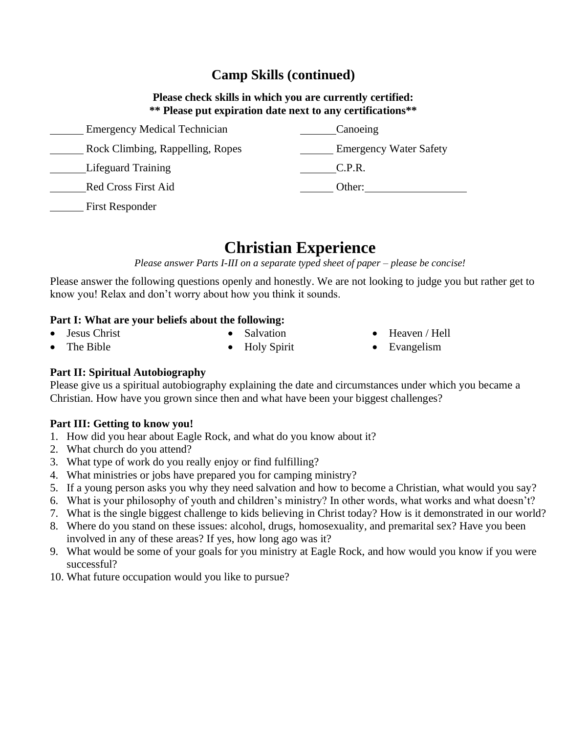## Camp Skills (continued)

**Please check skills in which you are currently certified:**
**** Please put expiration date next to any certifications****

______ Emergency Medical Technician

______ Rock Climbing, Rappelling, Ropes

______ Lifeguard Training

______ Red Cross First Aid

______ First Responder

______ Canoeing

______ Emergency Water Safety

______ C.P.R.

______ Other: ____________________

# Christian Experience

*Please answer Parts I-III on a separate typed sheet of paper – please be concise!*

Please answer the following questions openly and honestly. We are not looking to judge you but rather get to know you! Relax and don't worry about how you think it sounds.

**Part I: What are your beliefs about the following:**

- Jesus Christ
- The Bible
- Salvation
- Holy Spirit
- Heaven / Hell
- Evangelism

**Part II: Spiritual Autobiography**
Please give us a spiritual autobiography explaining the date and circumstances under which you became a Christian. How have you grown since then and what have been your biggest challenges?

**Part III: Getting to know you!**

1. How did you hear about Eagle Rock, and what do you know about it?
2. What church do you attend?
3. What type of work do you really enjoy or find fulfilling?
4. What ministries or jobs have prepared you for camping ministry?
5. If a young person asks you why they need salvation and how to become a Christian, what would you say?
6. What is your philosophy of youth and children's ministry? In other words, what works and what doesn't?
7. What is the single biggest challenge to kids believing in Christ today? How is it demonstrated in our world?
8. Where do you stand on these issues: alcohol, drugs, homosexuality, and premarital sex? Have you been involved in any of these areas? If yes, how long ago was it?
9. What would be some of your goals for you ministry at Eagle Rock, and how would you know if you were successful?
10. What future occupation would you like to pursue?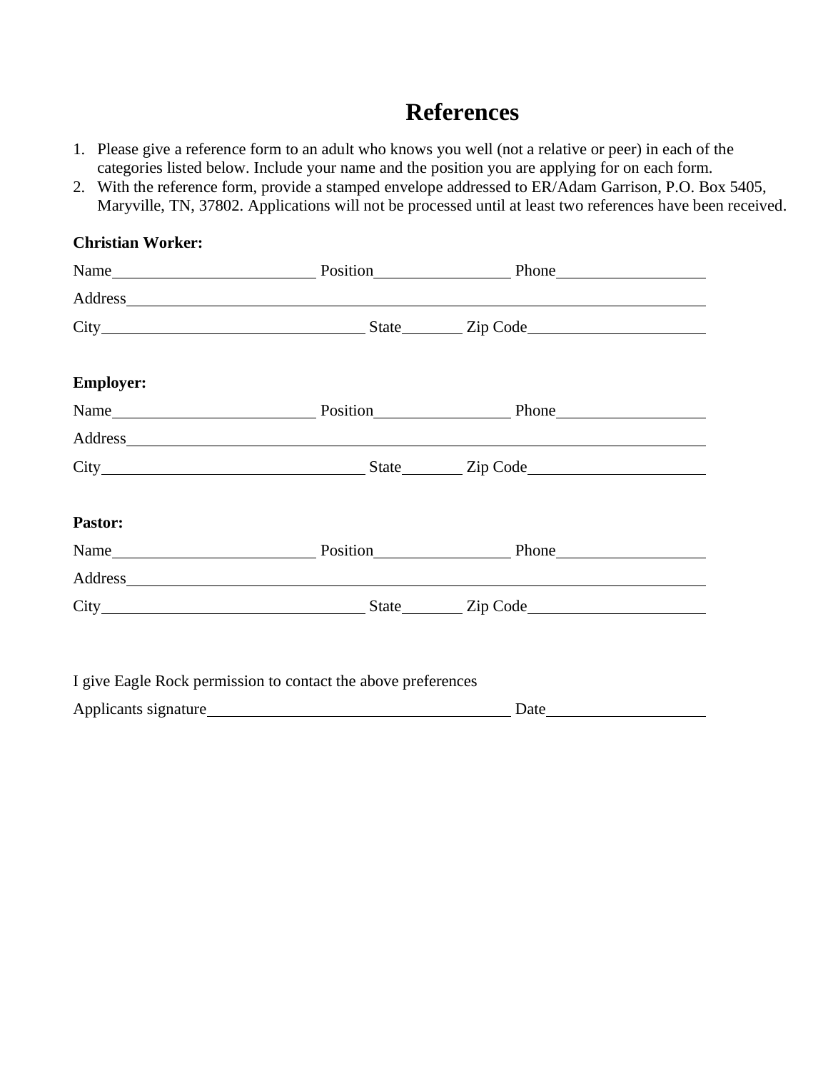# References

1. Please give a reference form to an adult who knows you well (not a relative or peer) in each of the categories listed below. Include your name and the position you are applying for on each form.
2. With the reference form, provide a stamped envelope addressed to ER/Adam Garrison, P.O. Box 5405, Maryville, TN, 37802. Applications will not be processed until at least two references have been received.

**Christian Worker:**

Name\_\_\_\_\_\_\_\_\_\_\_\_\_\_\_\_\_\_\_\_\_\_\_\_\_\_ Position\_\_\_\_\_\_\_\_\_\_\_\_\_\_\_\_\_\_ Phone\_\_\_\_\_\_\_\_\_\_\_\_\_\_\_\_\_\_\_\_

Address\_\_\_\_\_\_\_\_\_\_\_\_\_\_\_\_\_\_\_\_\_\_\_\_\_\_\_\_\_\_\_\_\_\_\_\_\_\_\_\_\_\_\_\_\_\_\_\_\_\_\_\_\_\_\_\_\_\_\_\_\_\_\_\_\_\_\_\_\_\_

City\_\_\_\_\_\_\_\_\_\_\_\_\_\_\_\_\_\_\_\_\_\_\_\_\_\_\_\_\_\_\_\_\_\_ State\_\_\_\_\_\_\_\_ Zip Code\_\_\_\_\_\_\_\_\_\_\_\_\_\_\_\_\_\_\_\_\_\_\_

**Employer:**

Name\_\_\_\_\_\_\_\_\_\_\_\_\_\_\_\_\_\_\_\_\_\_\_\_\_\_ Position\_\_\_\_\_\_\_\_\_\_\_\_\_\_\_\_\_\_ Phone\_\_\_\_\_\_\_\_\_\_\_\_\_\_\_\_\_\_\_\_

Address\_\_\_\_\_\_\_\_\_\_\_\_\_\_\_\_\_\_\_\_\_\_\_\_\_\_\_\_\_\_\_\_\_\_\_\_\_\_\_\_\_\_\_\_\_\_\_\_\_\_\_\_\_\_\_\_\_\_\_\_\_\_\_\_\_\_\_\_\_\_

City\_\_\_\_\_\_\_\_\_\_\_\_\_\_\_\_\_\_\_\_\_\_\_\_\_\_\_\_\_\_\_\_\_\_ State\_\_\_\_\_\_\_\_ Zip Code\_\_\_\_\_\_\_\_\_\_\_\_\_\_\_\_\_\_\_\_\_\_\_

**Pastor:**

Name\_\_\_\_\_\_\_\_\_\_\_\_\_\_\_\_\_\_\_\_\_\_\_\_\_\_ Position\_\_\_\_\_\_\_\_\_\_\_\_\_\_\_\_\_\_ Phone\_\_\_\_\_\_\_\_\_\_\_\_\_\_\_\_\_\_\_\_

Address\_\_\_\_\_\_\_\_\_\_\_\_\_\_\_\_\_\_\_\_\_\_\_\_\_\_\_\_\_\_\_\_\_\_\_\_\_\_\_\_\_\_\_\_\_\_\_\_\_\_\_\_\_\_\_\_\_\_\_\_\_\_\_\_\_\_\_\_\_\_

City\_\_\_\_\_\_\_\_\_\_\_\_\_\_\_\_\_\_\_\_\_\_\_\_\_\_\_\_\_\_\_\_\_\_ State\_\_\_\_\_\_\_\_ Zip Code\_\_\_\_\_\_\_\_\_\_\_\_\_\_\_\_\_\_\_\_\_\_\_

I give Eagle Rock permission to contact the above preferences

Applicants signature\_\_\_\_\_\_\_\_\_\_\_\_\_\_\_\_\_\_\_\_\_\_\_\_\_\_\_\_\_\_\_\_\_\_\_\_\_\_\_\_ Date\_\_\_\_\_\_\_\_\_\_\_\_\_\_\_\_\_\_\_\_\_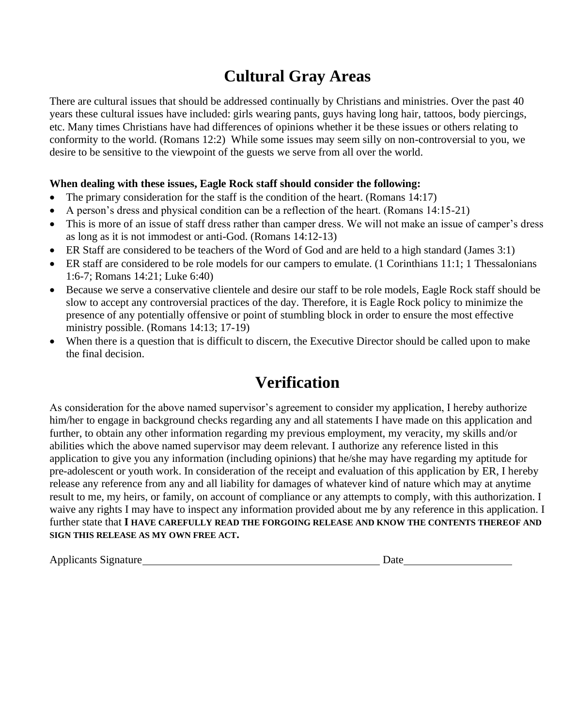# Cultural Gray Areas

There are cultural issues that should be addressed continually by Christians and ministries. Over the past 40 years these cultural issues have included: girls wearing pants, guys having long hair, tattoos, body piercings, etc. Many times Christians have had differences of opinions whether it be these issues or others relating to conformity to the world. (Romans 12:2) While some issues may seem silly on non-controversial to you, we desire to be sensitive to the viewpoint of the guests we serve from all over the world.

**When dealing with these issues, Eagle Rock staff should consider the following:**

- The primary consideration for the staff is the condition of the heart. (Romans 14:17)
- A person's dress and physical condition can be a reflection of the heart. (Romans 14:15-21)
- This is more of an issue of staff dress rather than camper dress. We will not make an issue of camper's dress as long as it is not immodest or anti-God. (Romans 14:12-13)
- ER Staff are considered to be teachers of the Word of God and are held to a high standard (James 3:1)
- ER staff are considered to be role models for our campers to emulate. (1 Corinthians 11:1; 1 Thessalonians 1:6-7; Romans 14:21; Luke 6:40)
- Because we serve a conservative clientele and desire our staff to be role models, Eagle Rock staff should be slow to accept any controversial practices of the day. Therefore, it is Eagle Rock policy to minimize the presence of any potentially offensive or point of stumbling block in order to ensure the most effective ministry possible. (Romans 14:13; 17-19)
- When there is a question that is difficult to discern, the Executive Director should be called upon to make the final decision.

# Verification

As consideration for the above named supervisor's agreement to consider my application, I hereby authorize him/her to engage in background checks regarding any and all statements I have made on this application and further, to obtain any other information regarding my previous employment, my veracity, my skills and/or abilities which the above named supervisor may deem relevant. I authorize any reference listed in this application to give you any information (including opinions) that he/she may have regarding my aptitude for pre-adolescent or youth work. In consideration of the receipt and evaluation of this application by ER, I hereby release any reference from any and all liability for damages of whatever kind of nature which may at anytime result to me, my heirs, or family, on account of compliance or any attempts to comply, with this authorization. I waive any rights I may have to inspect any information provided about me by any reference in this application. I further state that **I HAVE CAREFULLY READ THE FORGOING RELEASE AND KNOW THE CONTENTS THEREOF AND SIGN THIS RELEASE AS MY OWN FREE ACT.**

Applicants Signature_____________________________________________ Date____________________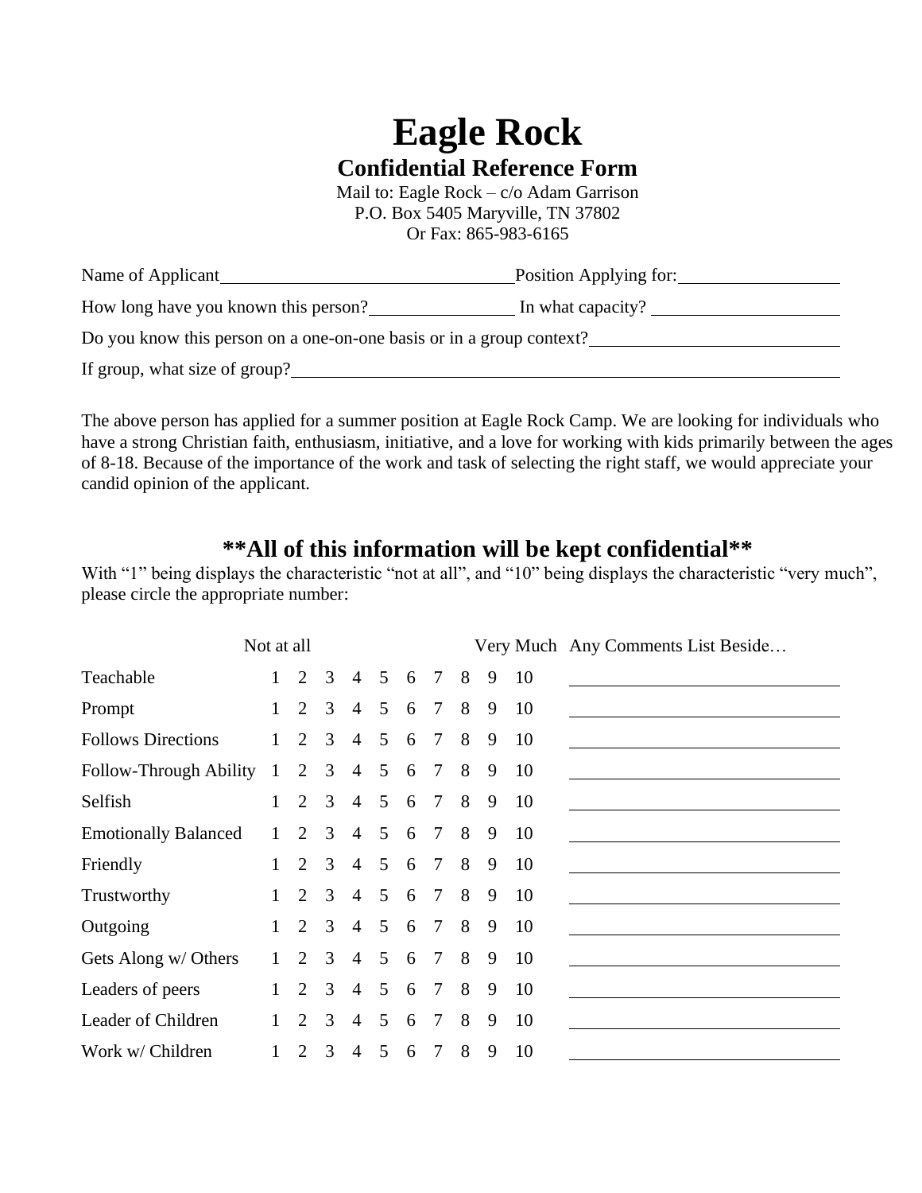# Eagle Rock

## Confidential Reference Form

Mail to: Eagle Rock – c/o Adam Garrison
P.O. Box 5405 Maryville, TN 37802
Or Fax: 865-983-6165

Name of Applicant________________________________ Position Applying for:________________

How long you have you known this person?________________ In what capacity? ____________________

Do you know this person on a one-on-one basis or in a group context?__________________________

If group, what size of group?______________________________________________________________

The above person has applied for a summer position at Eagle Rock Camp. We are looking for individuals who have a strong Christian faith, enthusiasm, initiative, and a love for working with kids primarily between the ages of 8-18. Because of the importance of the work and task of selecting the right staff, we would appreciate your candid opinion of the applicant.

## **All of this information will be kept confidential**

With "1" being displays the characteristic "not at all", and "10" being displays the characteristic "very much", please circle the appropriate number:

| | Not at all | | | | | | | | | Very Much | Any Comments List Beside… |
|---|---|---|---|---|---|---|---|---|---|---|---|
| Teachable | 1 | 2 | 3 | 4 | 5 | 6 | 7 | 8 | 9 | 10 | ____________ |
| Prompt | 1 | 2 | 3 | 4 | 5 | 6 | 7 | 8 | 9 | 10 | ____________ |
| Follows Directions | 1 | 2 | 3 | 4 | 5 | 6 | 7 | 8 | 9 | 10 | ____________ |
| Follow-Through Ability | 1 | 2 | 3 | 4 | 5 | 6 | 7 | 8 | 9 | 10 | ____________ |
| Selfish | 1 | 2 | 3 | 4 | 5 | 6 | 7 | 8 | 9 | 10 | ____________ |
| Emotionally Balanced | 1 | 2 | 3 | 4 | 5 | 6 | 7 | 8 | 9 | 10 | ____________ |
| Friendly | 1 | 2 | 3 | 4 | 5 | 6 | 7 | 8 | 9 | 10 | ____________ |
| Trustworthy | 1 | 2 | 3 | 4 | 5 | 6 | 7 | 8 | 9 | 10 | ____________ |
| Outgoing | 1 | 2 | 3 | 4 | 5 | 6 | 7 | 8 | 9 | 10 | ____________ |
| Gets Along w/ Others | 1 | 2 | 3 | 4 | 5 | 6 | 7 | 8 | 9 | 10 | ____________ |
| Leaders of peers | 1 | 2 | 3 | 4 | 5 | 6 | 7 | 8 | 9 | 10 | ____________ |
| Leader of Children | 1 | 2 | 3 | 4 | 5 | 6 | 7 | 8 | 9 | 10 | ____________ |
| Work w/ Children | 1 | 2 | 3 | 4 | 5 | 6 | 7 | 8 | 9 | 10 | ____________ |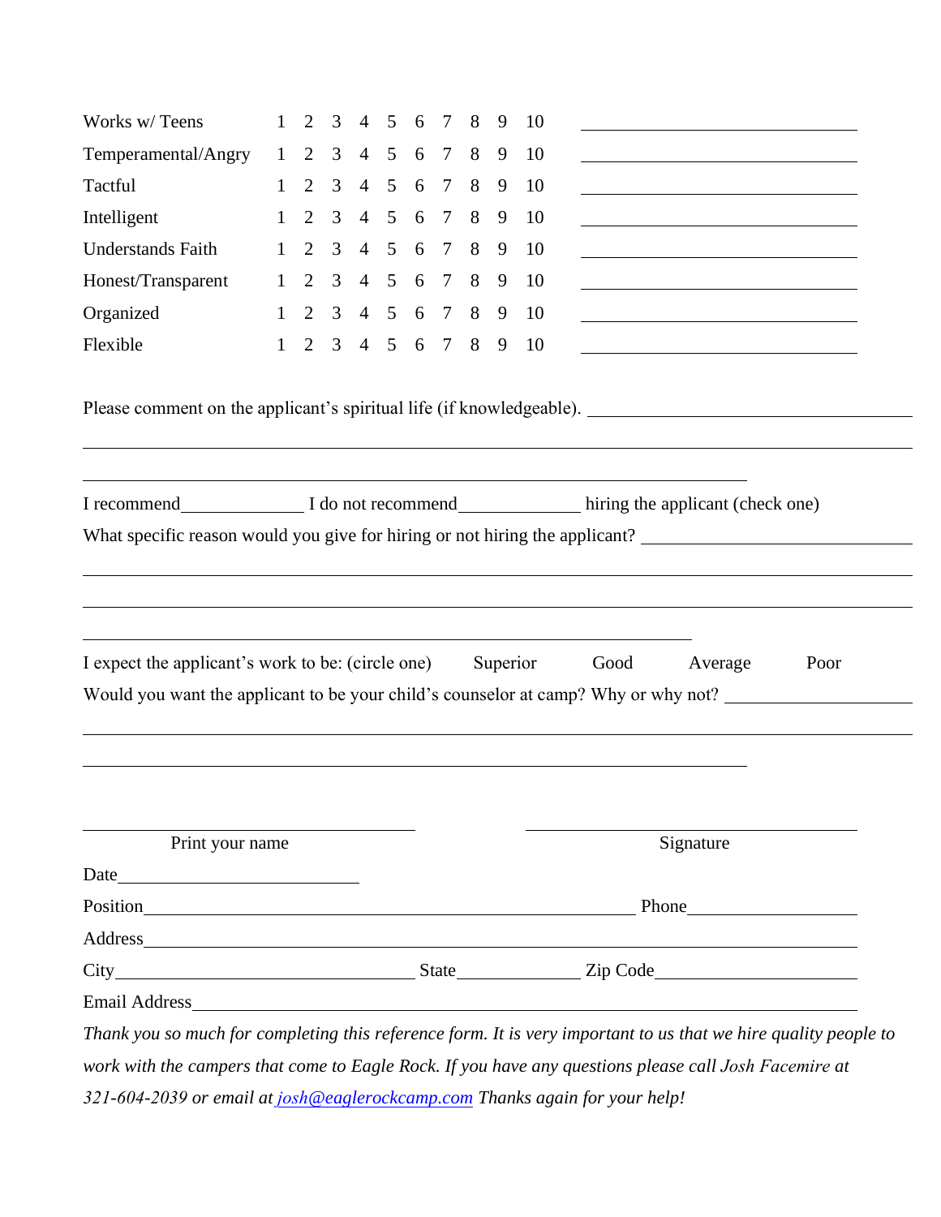| | | | | | | | | | | | |
|---|---|---|---|---|---|---|---|---|---|---|---|
| Works w/ Teens | 1 | 2 | 3 | 4 | 5 | 6 | 7 | 8 | 9 | 10 | ____________________ |
| Temperamental/Angry | 1 | 2 | 3 | 4 | 5 | 6 | 7 | 8 | 9 | 10 | ____________________ |
| Tactful | 1 | 2 | 3 | 4 | 5 | 6 | 7 | 8 | 9 | 10 | ____________________ |
| Intelligent | 1 | 2 | 3 | 4 | 5 | 6 | 7 | 8 | 9 | 10 | ____________________ |
| Understands Faith | 1 | 2 | 3 | 4 | 5 | 6 | 7 | 8 | 9 | 10 | ____________________ |
| Honest/Transparent | 1 | 2 | 3 | 4 | 5 | 6 | 7 | 8 | 9 | 10 | ____________________ |
| Organized | 1 | 2 | 3 | 4 | 5 | 6 | 7 | 8 | 9 | 10 | ____________________ |
| Flexible | 1 | 2 | 3 | 4 | 5 | 6 | 7 | 8 | 9 | 10 | ____________________ |

Please comment on the applicant's spiritual life (if knowledgeable). ______________________________

______________________________________________________________________

______________________________________________________________

I recommend____________ I do not recommend____________ hiring the applicant (check one)

What specific reason would you give for hiring or not hiring the applicant? ____________________

______________________________________________________________________

______________________________________________________________________

______________________________________________________________

I expect the applicant's work to be: (circle one) Superior Good Average Poor

Would you want the applicant to be your child's counselor at camp? Why or why not? ______________

______________________________________________________________________

______________________________________________________________

______________________________ ______________________________

Print your name Signature

Date______________________

Position______________________________________________ Phone________________

Address______________________________________________________________

City____________________________ State____________ Zip Code________________

Email Address____________________________________________________________

*Thank you so much for completing this reference form. It is very important to us that we hire quality people to work with the campers that come to Eagle Rock. If you have any questions please call Josh Facemire at 321-604-2039 or email at josh@eaglerockcamp.com Thanks again for your help!*